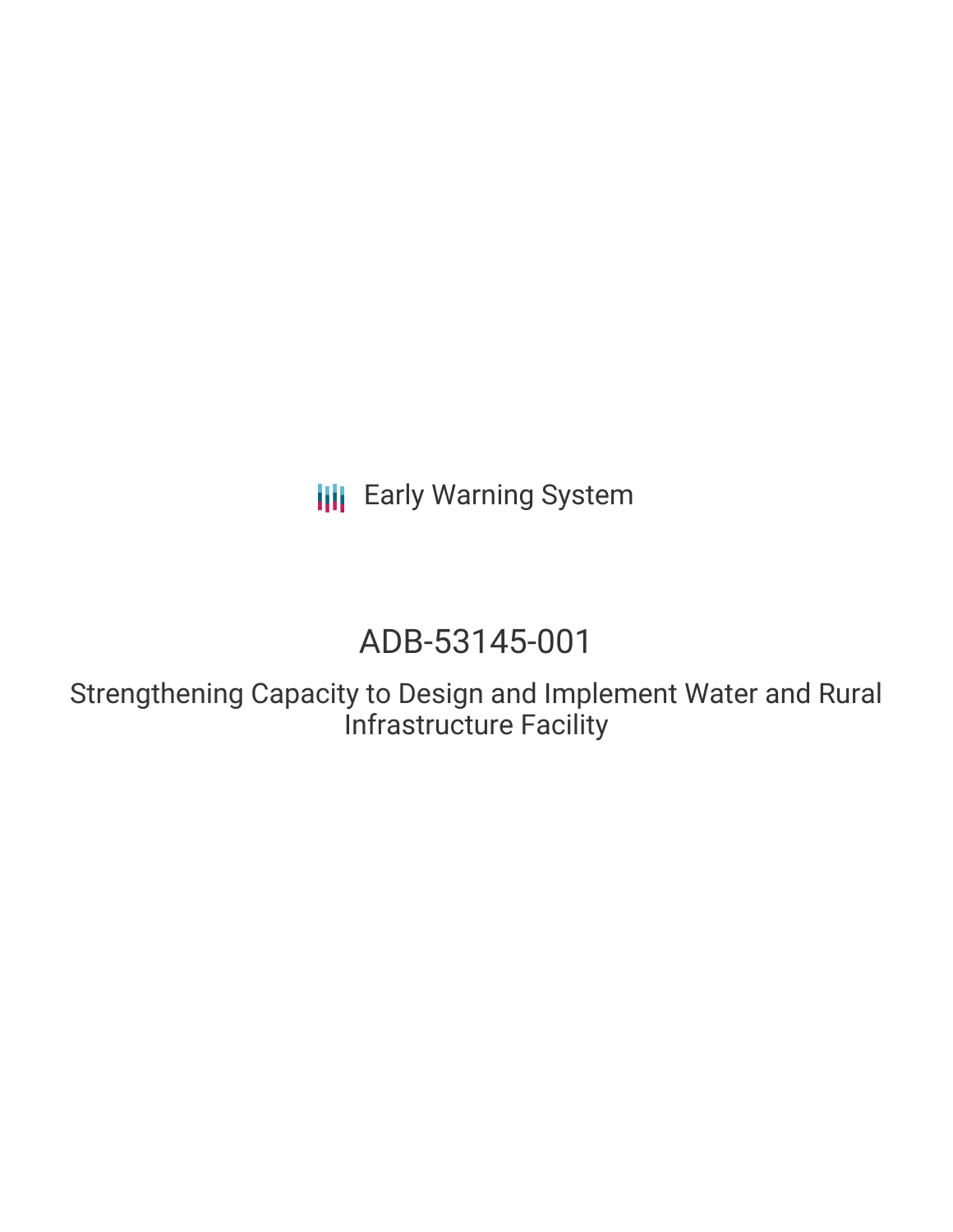Early Warning System

# ADB-53145-001

## Strengthening Capacity to Design and Implement Water and Rural Infrastructure Facility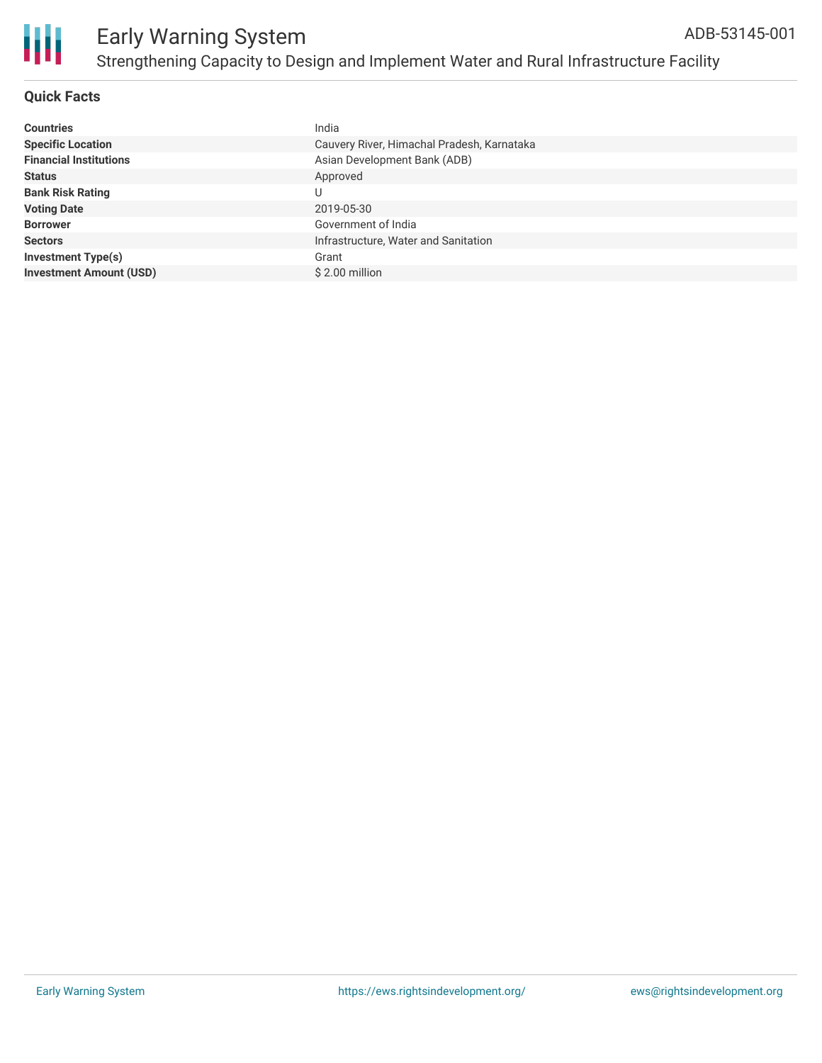# Early Warning System

ADB-53145-001

## Strengthening Capacity to Design and Implement Water and Rural Infrastructure Facility

### Quick Facts

| | |
|---|---|
| **Countries** | India |
| **Specific Location** | Cauvery River, Himachal Pradesh, Karnataka |
| **Financial Institutions** | Asian Development Bank (ADB) |
| **Status** | Approved |
| **Bank Risk Rating** | U |
| **Voting Date** | 2019-05-30 |
| **Borrower** | Government of India |
| **Sectors** | Infrastructure, Water and Sanitation |
| **Investment Type(s)** | Grant |
| **Investment Amount (USD)** | $ 2.00 million |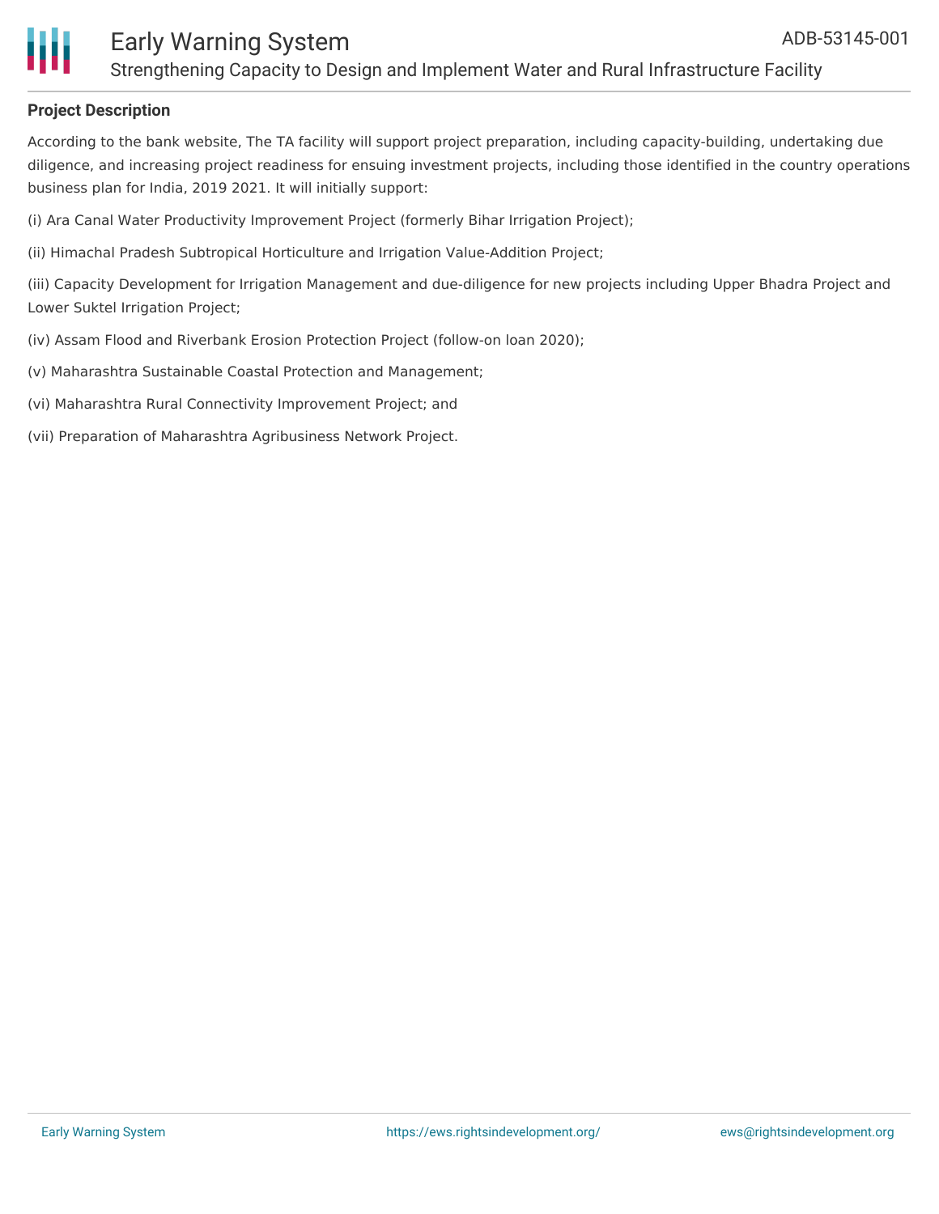**Project Description**

According to the bank website, The TA facility will support project preparation, including capacity-building, undertaking due diligence, and increasing project readiness for ensuing investment projects, including those identified in the country operations business plan for India, 2019 2021. It will initially support:

(i) Ara Canal Water Productivity Improvement Project (formerly Bihar Irrigation Project);

(ii) Himachal Pradesh Subtropical Horticulture and Irrigation Value-Addition Project;

(iii) Capacity Development for Irrigation Management and due-diligence for new projects including Upper Bhadra Project and Lower Suktel Irrigation Project;

(iv) Assam Flood and Riverbank Erosion Protection Project (follow-on loan 2020);

(v) Maharashtra Sustainable Coastal Protection and Management;

(vi) Maharashtra Rural Connectivity Improvement Project; and

(vii) Preparation of Maharashtra Agribusiness Network Project.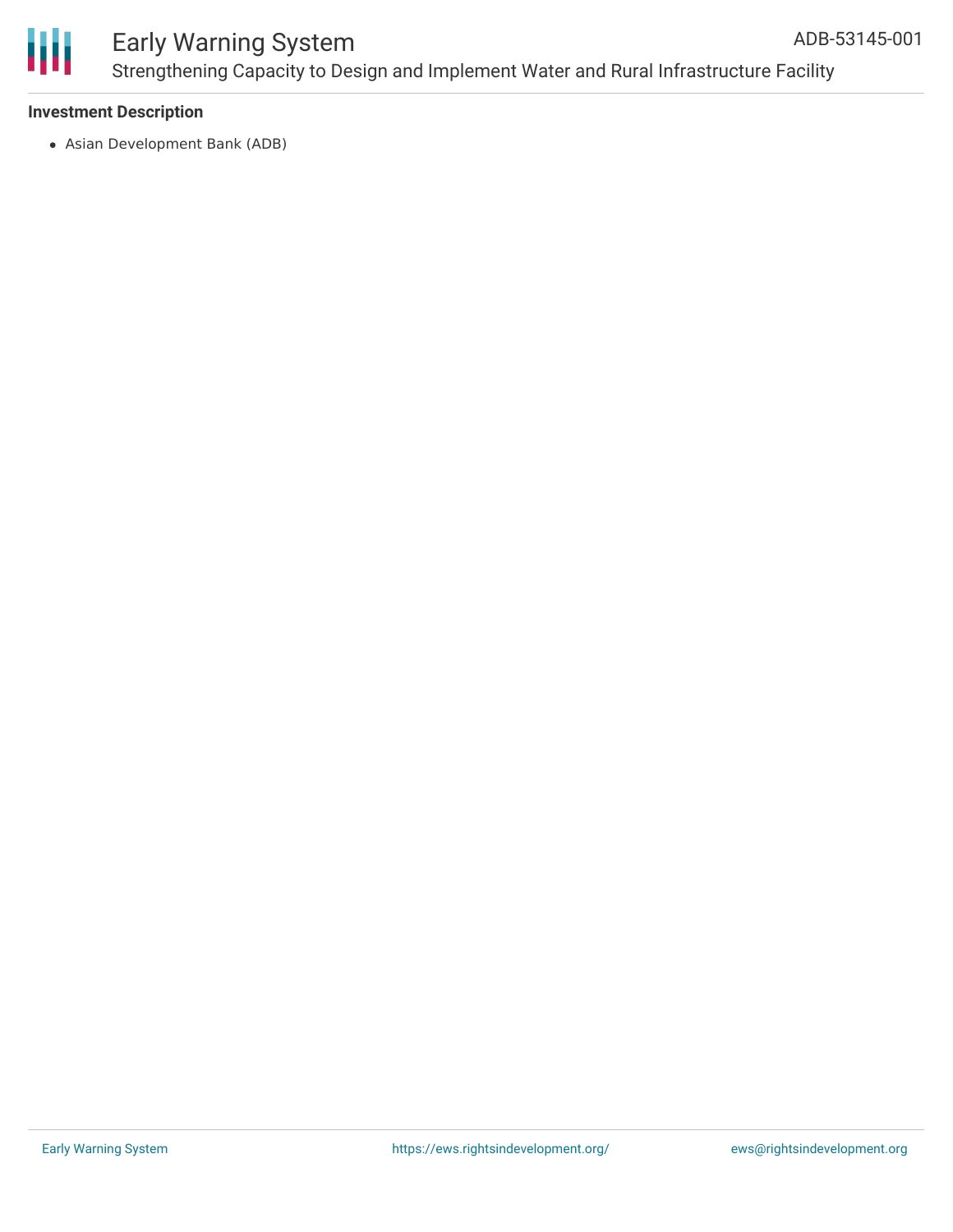### Investment Description

- Asian Development Bank (ADB)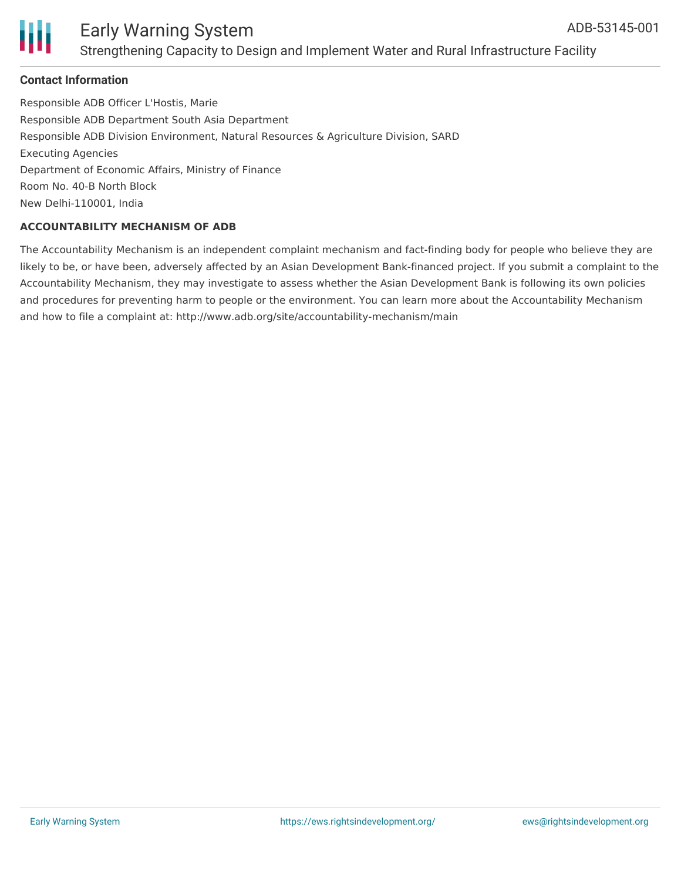### Contact Information

Responsible ADB Officer L'Hostis, Marie
Responsible ADB Department South Asia Department
Responsible ADB Division Environment, Natural Resources & Agriculture Division, SARD
Executing Agencies
Department of Economic Affairs, Ministry of Finance
Room No. 40-B North Block
New Delhi-110001, India

#### ACCOUNTABILITY MECHANISM OF ADB

The Accountability Mechanism is an independent complaint mechanism and fact-finding body for people who believe they are likely to be, or have been, adversely affected by an Asian Development Bank-financed project. If you submit a complaint to the Accountability Mechanism, they may investigate to assess whether the Asian Development Bank is following its own policies and procedures for preventing harm to people or the environment. You can learn more about the Accountability Mechanism and how to file a complaint at: http://www.adb.org/site/accountability-mechanism/main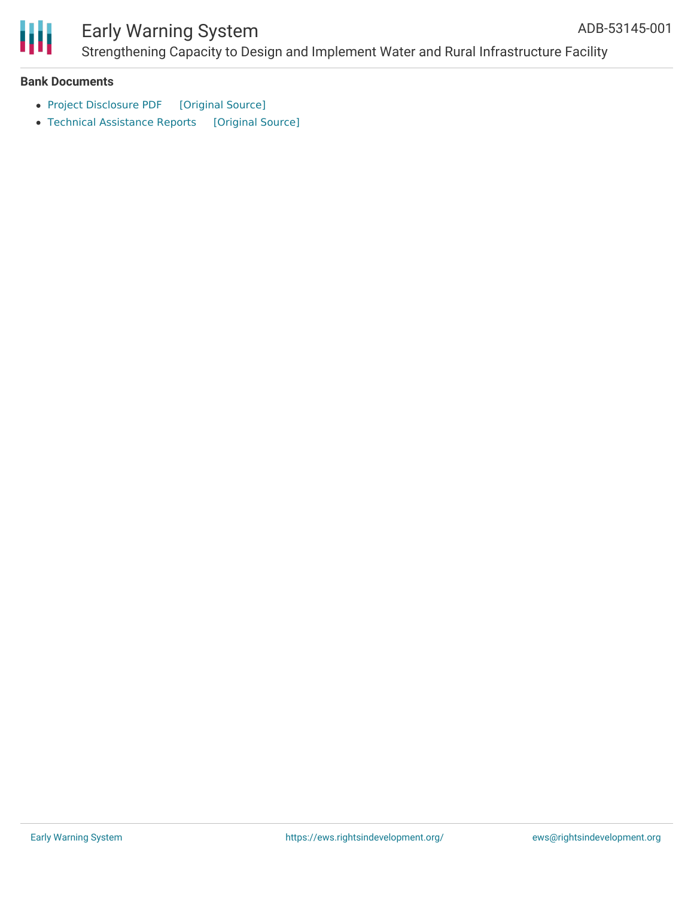**Bank Documents**

- Project Disclosure PDF [Original Source]
- Technical Assistance Reports [Original Source]